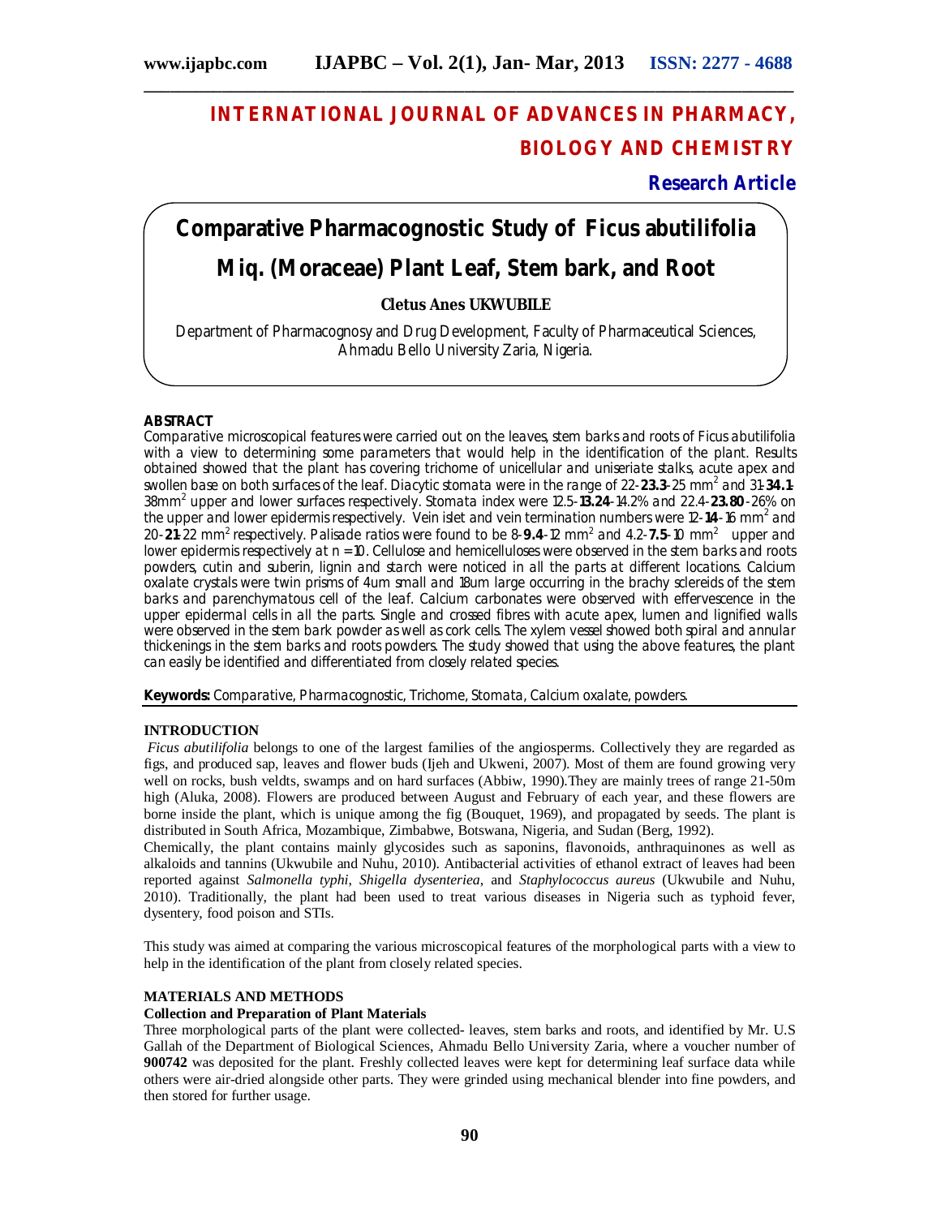# INTERNATIONAL JOURNAL OF ADVANCES IN PHARMACY, BIOLOGY AND CHEMISTRY

**Research Article**

# Comparative Pharmacognostic Study of Ficus abutilifolia Miq. (Moraceae) Plant Leaf, Stem bark, and Root

**Cletus Anes UKWUBILE**

Department of Pharmacognosy and Drug Development, Faculty of Pharmaceutical Sciences, Ahmadu Bello University Zaria, Nigeria.

## ABSTRACT

Comparative microscopical features were carried out on the leaves, stem barks and roots of Ficus abutilifolia with a view to determining some parameters that would help in the identification of the plant. Results obtained showed that the plant has covering trichome of unicellular and uniseriate stalks, acute apex and swollen base on both surfaces of the leaf. Diacytic stomata were in the range of 22-**23.3**-25 $mm^2$ and 31-**34.1**-38$mm^2$ upper and lower surfaces respectively. Stomata index were 12.5-**13.24**-14.2% and 22.4-**23.80**-26% on the upper and lower epidermis respectively. Vein islet and vein termination numbers were 12-**14**-16 $mm^2$ and 20-**21**-22 $mm^2$ respectively. Palisade ratios were found to be 8-**9.4**-12 $mm^2$ and 4.2-**7.5**-10 $mm^2$ upper and lower epidermis respectively at n = 10. Cellulose and hemicelluloses were observed in the stem barks and roots powders, cutin and suberin, lignin and starch were noticed in all the parts at different locations. Calcium oxalate crystals were twin prisms of 4um small and 18um large occurring in the brachy sclereids of the stem barks and parenchymatous cell of the leaf. Calcium carbonates were observed with effervescence in the upper epidermal cells in all the parts. Single and crossed fibres with acute apex, lumen and lignified walls were observed in the stem bark powder as well as cork cells. The xylem vessel showed both spiral and annular thickenings in the stem barks and roots powders. The study showed that using the above features, the plant can easily be identified and differentiated from closely related species.

**Keywords:** Comparative, Pharmacognostic, Trichome, Stomata, Calcium oxalate, powders.

## INTRODUCTION

*Ficus abutilifolia* belongs to one of the largest families of the angiosperms. Collectively they are regarded as figs, and produced sap, leaves and flower buds (Ijeh and Ukweni, 2007). Most of them are found growing very well on rocks, bush veldts, swamps and on hard surfaces (Abbiw, 1990).They are mainly trees of range 21-50m high (Aluka, 2008). Flowers are produced between August and February of each year, and these flowers are borne inside the plant, which is unique among the fig (Bouquet, 1969), and propagated by seeds. The plant is distributed in South Africa, Mozambique, Zimbabwe, Botswana, Nigeria, and Sudan (Berg, 1992).

Chemically, the plant contains mainly glycosides such as saponins, flavonoids, anthraquinones as well as alkaloids and tannins (Ukwubile and Nuhu, 2010). Antibacterial activities of ethanol extract of leaves had been reported against *Salmonella typhi*, *Shigella dysenteriea*, and *Staphylococcus aureus* (Ukwubile and Nuhu, 2010). Traditionally, the plant had been used to treat various diseases in Nigeria such as typhoid fever, dysentery, food poison and STIs.

This study was aimed at comparing the various microscopical features of the morphological parts with a view to help in the identification of the plant from closely related species.

## MATERIALS AND METHODS

### Collection and Preparation of Plant Materials

Three morphological parts of the plant were collected- leaves, stem barks and roots, and identified by Mr. U.S Gallah of the Department of Biological Sciences, Ahmadu Bello University Zaria, where a voucher number of **900742** was deposited for the plant. Freshly collected leaves were kept for determining leaf surface data while others were air-dried alongside other parts. They were grinded using mechanical blender into fine powders, and then stored for further usage.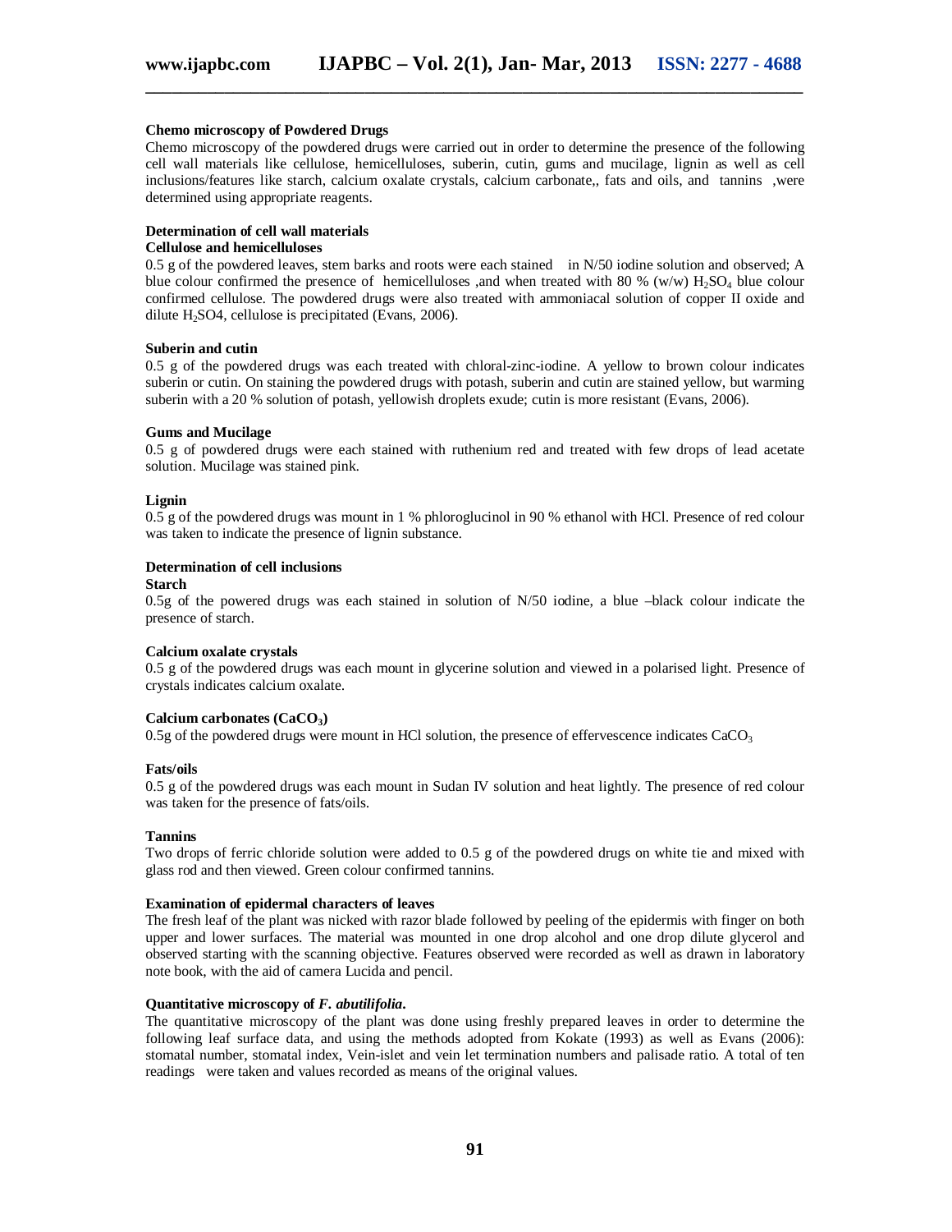**Chemo microscopy of Powdered Drugs**

Chemo microscopy of the powdered drugs were carried out in order to determine the presence of the following cell wall materials like cellulose, hemicelluloses, suberin, cutin, gums and mucilage, lignin as well as cell inclusions/features like starch, calcium oxalate crystals, calcium carbonate,, fats and oils, and tannins ,were determined using appropriate reagents.

**Determination of cell wall materials**

**Cellulose and hemicelluloses**

0.5 g of the powdered leaves, stem barks and roots were each stained in N/50 iodine solution and observed; A blue colour confirmed the presence of hemicelluloses ,and when treated with 80 % (w/w) $H_2SO_4$ blue colour confirmed cellulose. The powdered drugs were also treated with ammoniacal solution of copper II oxide and dilute $H_2SO4$, cellulose is precipitated (Evans, 2006).

**Suberin and cutin**

0.5 g of the powdered drugs was each treated with chloral-zinc-iodine. A yellow to brown colour indicates suberin or cutin. On staining the powdered drugs with potash, suberin and cutin are stained yellow, but warming suberin with a 20 % solution of potash, yellowish droplets exude; cutin is more resistant (Evans, 2006).

**Gums and Mucilage**

0.5 g of powdered drugs were each stained with ruthenium red and treated with few drops of lead acetate solution. Mucilage was stained pink.

**Lignin**

0.5 g of the powdered drugs was mount in 1 % phloroglucinol in 90 % ethanol with HCl. Presence of red colour was taken to indicate the presence of lignin substance.

**Determination of cell inclusions**

**Starch**

0.5g of the powered drugs was each stained in solution of N/50 iodine, a blue –black colour indicate the presence of starch.

**Calcium oxalate crystals**

0.5 g of the powdered drugs was each mount in glycerine solution and viewed in a polarised light. Presence of crystals indicates calcium oxalate.

**Calcium carbonates ($CaCO_3$)**

0.5g of the powdered drugs were mount in HCl solution, the presence of effervescence indicates $CaCO_3$

**Fats/oils**

0.5 g of the powdered drugs was each mount in Sudan IV solution and heat lightly. The presence of red colour was taken for the presence of fats/oils.

**Tannins**

Two drops of ferric chloride solution were added to 0.5 g of the powdered drugs on white tie and mixed with glass rod and then viewed. Green colour confirmed tannins.

**Examination of epidermal characters of leaves**

The fresh leaf of the plant was nicked with razor blade followed by peeling of the epidermis with finger on both upper and lower surfaces. The material was mounted in one drop alcohol and one drop dilute glycerol and observed starting with the scanning objective. Features observed were recorded as well as drawn in laboratory note book, with the aid of camera Lucida and pencil.

**Quantitative microscopy of *F. abutilifolia*.**

The quantitative microscopy of the plant was done using freshly prepared leaves in order to determine the following leaf surface data, and using the methods adopted from Kokate (1993) as well as Evans (2006): stomatal number, stomatal index, Vein-islet and vein let termination numbers and palisade ratio. A total of ten readings were taken and values recorded as means of the original values.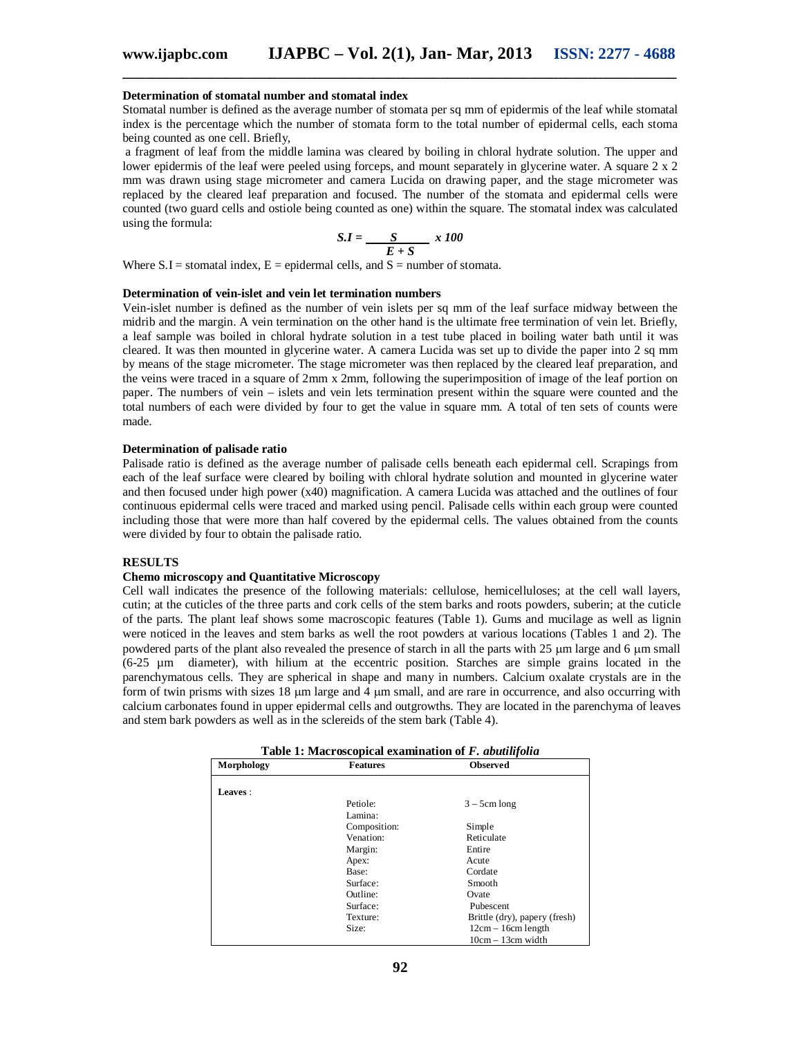### Determination of stomatal number and stomatal index

Stomatal number is defined as the average number of stomata per sq mm of epidermis of the leaf while stomatal index is the percentage which the number of stomata form to the total number of epidermal cells, each stoma being counted as one cell. Briefly,

a fragment of leaf from the middle lamina was cleared by boiling in chloral hydrate solution. The upper and lower epidermis of the leaf were peeled using forceps, and mount separately in glycerine water. A square 2 x 2 mm was drawn using stage micrometer and camera Lucida on drawing paper, and the stage micrometer was replaced by the cleared leaf preparation and focused. The number of the stomata and epidermal cells were counted (two guard cells and ostiole being counted as one) within the square. The stomatal index was calculated using the formula:

$$S.I = \frac{S}{E + S} \times 100$$

Where S.I = stomatal index, E = epidermal cells, and S = number of stomata.

### Determination of vein-islet and vein let termination numbers

Vein-islet number is defined as the number of vein islets per sq mm of the leaf surface midway between the midrib and the margin. A vein termination on the other hand is the ultimate free termination of vein let. Briefly, a leaf sample was boiled in chloral hydrate solution in a test tube placed in boiling water bath until it was cleared. It was then mounted in glycerine water. A camera Lucida was set up to divide the paper into 2 sq mm by means of the stage micrometer. The stage micrometer was then replaced by the cleared leaf preparation, and the veins were traced in a square of 2mm x 2mm, following the superimposition of image of the leaf portion on paper. The numbers of vein – islets and vein lets termination present within the square were counted and the total numbers of each were divided by four to get the value in square mm. A total of ten sets of counts were made.

### Determination of palisade ratio

Palisade ratio is defined as the average number of palisade cells beneath each epidermal cell. Scrapings from each of the leaf surface were cleared by boiling with chloral hydrate solution and mounted in glycerine water and then focused under high power (x40) magnification. A camera Lucida was attached and the outlines of four continuous epidermal cells were traced and marked using pencil. Palisade cells within each group were counted including those that were more than half covered by the epidermal cells. The values obtained from the counts were divided by four to obtain the palisade ratio.

## RESULTS

### Chemo microscopy and Quantitative Microscopy

Cell wall indicates the presence of the following materials: cellulose, hemicelluloses; at the cell wall layers, cutin; at the cuticles of the three parts and cork cells of the stem barks and roots powders, suberin; at the cuticle of the parts. The plant leaf shows some macroscopic features (Table 1). Gums and mucilage as well as lignin were noticed in the leaves and stem barks as well the root powders at various locations (Tables 1 and 2). The powdered parts of the plant also revealed the presence of starch in all the parts with 25 μm large and 6 μm small (6-25 μm diameter), with hilium at the eccentric position. Starches are simple grains located in the parenchymatous cells. They are spherical in shape and many in numbers. Calcium oxalate crystals are in the form of twin prisms with sizes 18 μm large and 4 μm small, and are rare in occurrence, and also occurring with calcium carbonates found in upper epidermal cells and outgrowths. They are located in the parenchyma of leaves and stem bark powders as well as in the sclereids of the stem bark (Table 4).

**Table 1: Macroscopical examination of *F. abutilifolia***

| Morphology | Features | Observed |
|---|---|---|
| **Leaves** : | | |
| | Petiole: | 3 – 5cm long |
| | Lamina: | |
| | Composition: | Simple |
| | Venation: | Reticulate |
| | Margin: | Entire |
| | Apex: | Acute |
| | Base: | Cordate |
| | Surface: | Smooth |
| | Outline: | Ovate |
| | Surface: | Pubescent |
| | Texture: | Brittle (dry), papery (fresh) |
| | Size: | 12cm – 16cm length<br>10cm – 13cm width |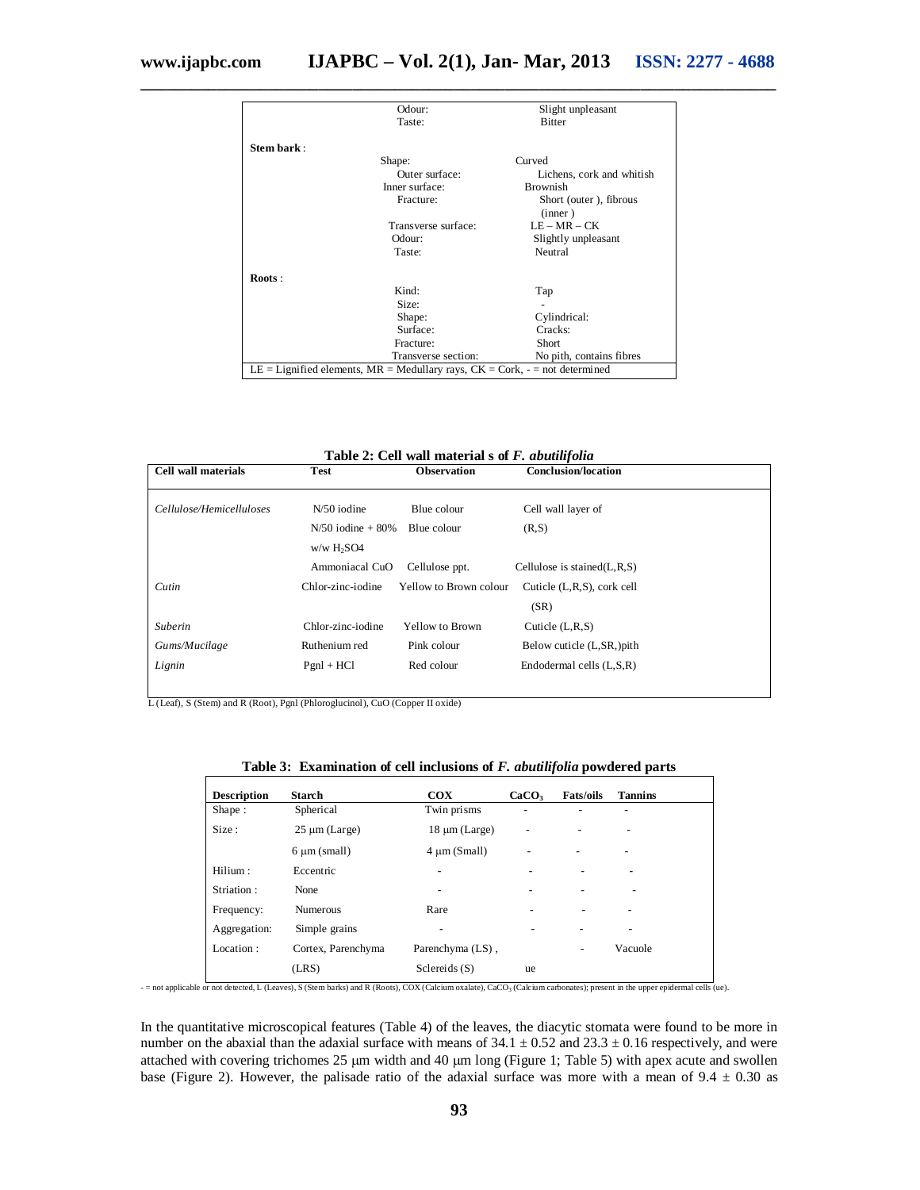| | | |
|---|---|---|
| | Odour: | Slight unpleasant |
| | Taste: | Bitter |
| **Stem bark** : | | |
| | Shape: | Curved |
| | Outer surface: | Lichens, cork and whitish |
| | Inner surface: | Brownish |
| | Fracture: | Short (outer ), fibrous (inner ) |
| | Transverse surface: | LE – MR – CK |
| | Odour: | Slightly unpleasant |
| | Taste: | Neutral |
| **Roots** : | | |
| | Kind: | Tap |
| | Size: | - |
| | Shape: | Cylindrical: |
| | Surface: | Cracks: |
| | Fracture: | Short |
| | Transverse section: | No pith, contains fibres |

LE = Lignified elements, MR = Medullary rays, CK = Cork, - = not determined

**Table 2: Cell wall material s of *F. abutilifolia***

| Cell wall materials | Test | Observation | Conclusion/location |
|---|---|---|---|
| *Cellulose/Hemicelluloses* | N/50 iodine | Blue colour | Cell wall layer of |
| | N/50 iodine + 80% w/w $H_2SO4$ | Blue colour | (R,S) |
| | Ammoniacal CuO | Cellulose ppt. | Cellulose is stained(L,R,S) |
| *Cutin* | Chlor-zinc-iodine | Yellow to Brown colour | Cuticle (L,R,S), cork cell (SR) |
| *Suberin* | Chlor-zinc-iodine | Yellow to Brown | Cuticle (L,R,S) |
| *Gums/Mucilage* | Ruthenium red | Pink colour | Below cuticle (L,SR,)pith |
| *Lignin* | Pgnl + HCl | Red colour | Endodermal cells (L,S,R) |

L (Leaf), S (Stem) and R (Root), Pgnl (Phloroglucinol), CuO (Copper II oxide)

**Table 3: Examination of cell inclusions of *F. abutilifolia* powdered parts**

| Description | Starch | COX | $CaCO_3$ | Fats/oils | Tannins |
|---|---|---|---|---|---|
| Shape : | Spherical | Twin prisms | - | - | - |
| Size : | 25 µm (Large) | 18 µm (Large) | - | - | - |
| | 6 µm (small) | 4 µm (Small) | - | - | - |
| Hilium : | Eccentric | - | - | - | - |
| Striation : | None | - | - | - | - |
| Frequency: | Numerous | Rare | - | - | - |
| Aggregation: | Simple grains | - | - | - | - |
| Location : | Cortex, Parenchyma (LRS) | Parenchyma (LS) , Sclereids (S) | ue | - | Vacuole |

- = not applicable or not detected, L (Leaves), S (Stem barks) and R (Roots), COX (Calcium oxalate), $CaCO_3$ (Calcium carbonates); present in the upper epidermal cells (ue).

In the quantitative microscopical features (Table 4) of the leaves, the diacytic stomata were found to be more in number on the abaxial than the adaxial surface with means of 34.1 ± 0.52 and 23.3 ± 0.16 respectively, and were attached with covering trichomes 25 µm width and 40 µm long (Figure 1; Table 5) with apex acute and swollen base (Figure 2). However, the palisade ratio of the adaxial surface was more with a mean of 9.4 ± 0.30 as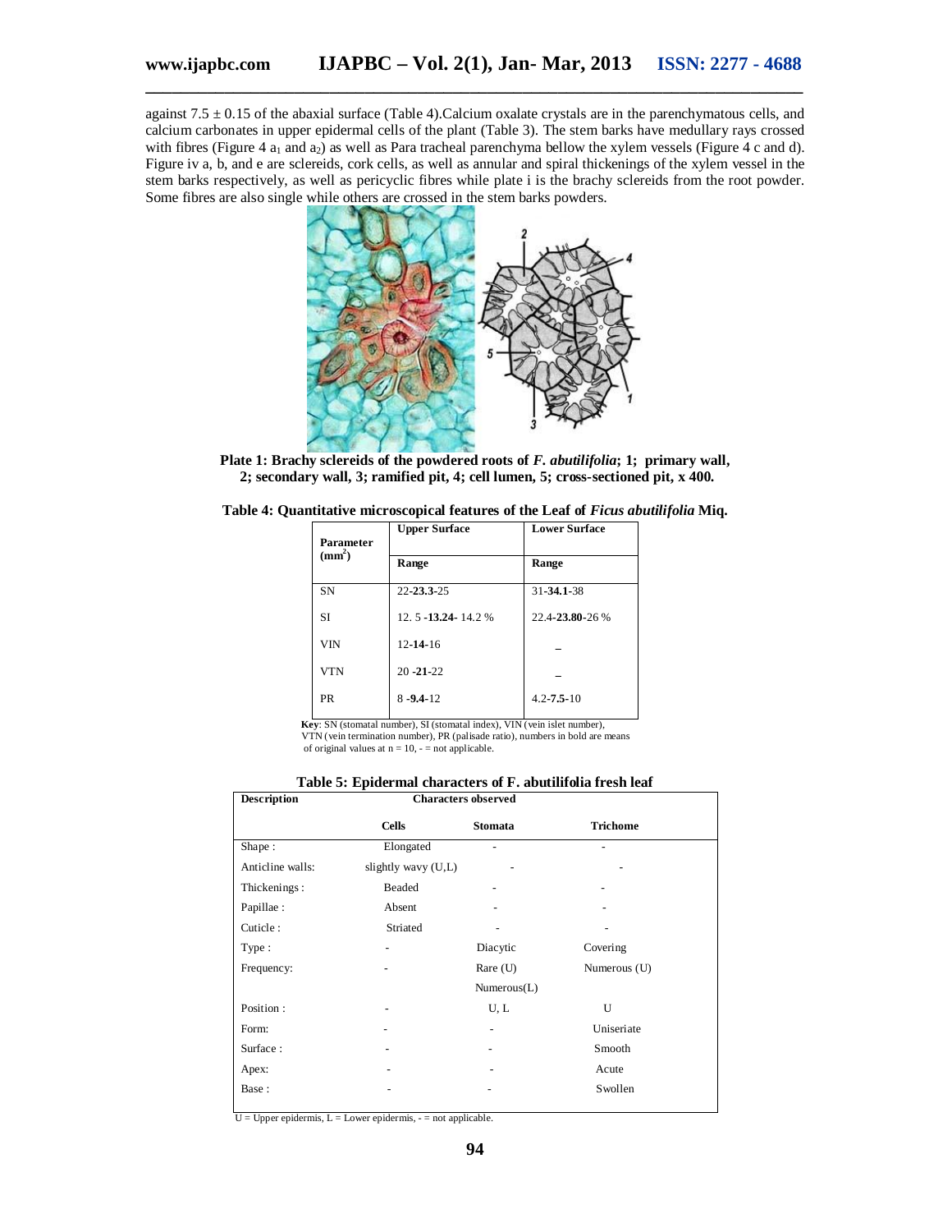against 7.5 ± 0.15 of the abaxial surface (Table 4).Calcium oxalate crystals are in the parenchymatous cells, and calcium carbonates in upper epidermal cells of the plant (Table 3). The stem barks have medullary rays crossed with fibres (Figure 4 $a_1$ and $a_2$) as well as Para tracheal parenchyma bellow the xylem vessels (Figure 4 c and d). Figure iv a, b, and e are sclereids, cork cells, as well as annular and spiral thickenings of the xylem vessel in the stem barks respectively, as well as pericyclic fibres while plate i is the brachy sclereids from the root powder. Some fibres are also single while others are crossed in the stem barks powders.

**Plate 1: Brachy sclereids of the powdered roots of *F. abutilifolia*; 1; primary wall, 2; secondary wall, 3; ramified pit, 4; cell lumen, 5; cross-sectioned pit, x 400.**

**Table 4: Quantitative microscopical features of the Leaf of *Ficus abutilifolia* Miq.**

| Parameter ($mm^2$) | Upper Surface | Lower Surface |
|---|---|---|
| | Range | Range |
| SN | 22-**23.3**-25 | 31-**34.1**-38 |
| SI | 12. 5 -**13.24**- 14.2 % | 22.4-**23.80**-26 % |
| VIN | 12-**14**-16 | – |
| VTN | 20 -**21**-22 | – |
| PR | 8 -**9.4**-12 | 4.2-**7.5**-10 |

**Key**: SN (stomatal number), SI (stomatal index), VIN (vein islet number), VTN (vein termination number), PR (palisade ratio), numbers in bold are means of original values at n = 10, - = not applicable.

**Table 5: Epidermal characters of F. abutilifolia fresh leaf**

| Description | Characters observed | | |
|---|---|---|---|
| | Cells | Stomata | Trichome |
| Shape : | Elongated | - | - |
| Anticline walls: | slightly wavy (U,L) | - | - |
| Thickenings : | Beaded | - | - |
| Papillae : | Absent | - | - |
| Cuticle : | Striated | - | - |
| Type : | - | Diacytic | Covering |
| Frequency: | - | Rare (U) Numerous(L) | Numerous (U) |
| Position : | - | U, L | U |
| Form: | - | - | Uniseriate |
| Surface : | - | - | Smooth |
| Apex: | - | - | Acute |
| Base : | - | - | Swollen |

U = Upper epidermis, L = Lower epidermis, - = not applicable.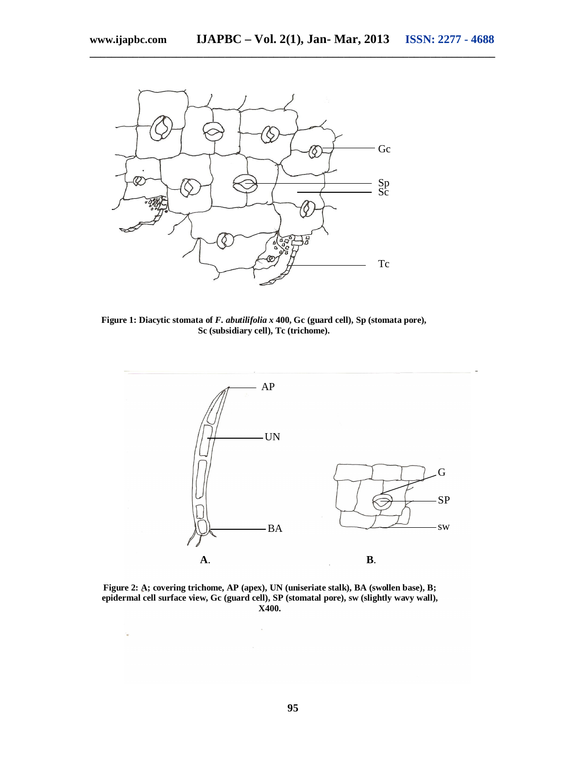Figure 1: Diacytic stomata of *F. abutilifolia* x 400, Gc (guard cell), Sp (stomata pore), Sc (subsidiary cell), Tc (trichome).

Figure 2: A; covering trichome, AP (apex), UN (uniseriate stalk), BA (swollen base), B; epidermal cell surface view, Gc (guard cell), SP (stomatal pore), sw (slightly wavy wall), X400.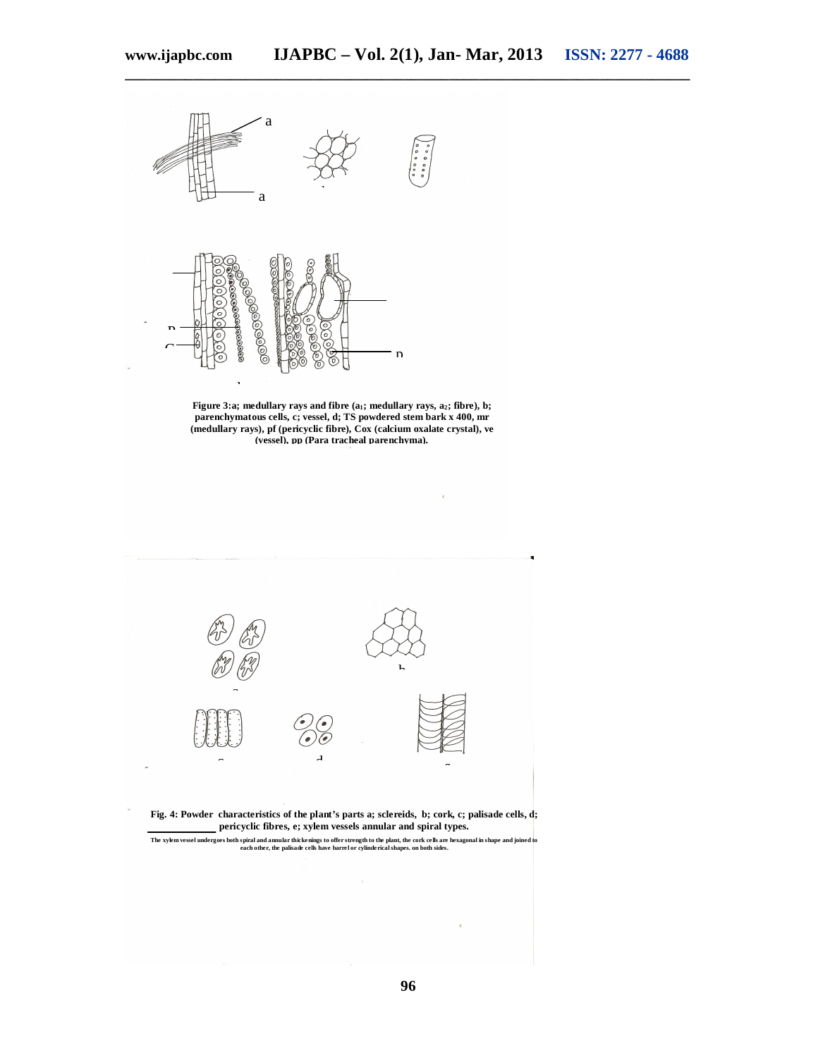Figure 3:a; medullary rays and fibre ($a_1$; medullary rays, $a_2$; fibre), b; parenchymatous cells, c; vessel, d; TS powdered stem bark x 400, mr (medullary rays), pf (pericyclic fibre), Cox (calcium oxalate crystal), ve (vessel), pp (Para tracheal parenchyma).

Fig. 4: Powder characteristics of the plant's parts a; sclereids, b; cork, c; palisade cells, d; pericyclic fibres, e; xylem vessels annular and spiral types.

The xylem vessel undergoes both spiral and annular thickenings to offer strength to the plant, the cork cells are hexagonal in shape and joined to each other, the palisade cells have barrel or cylinderical shapes. on both sides.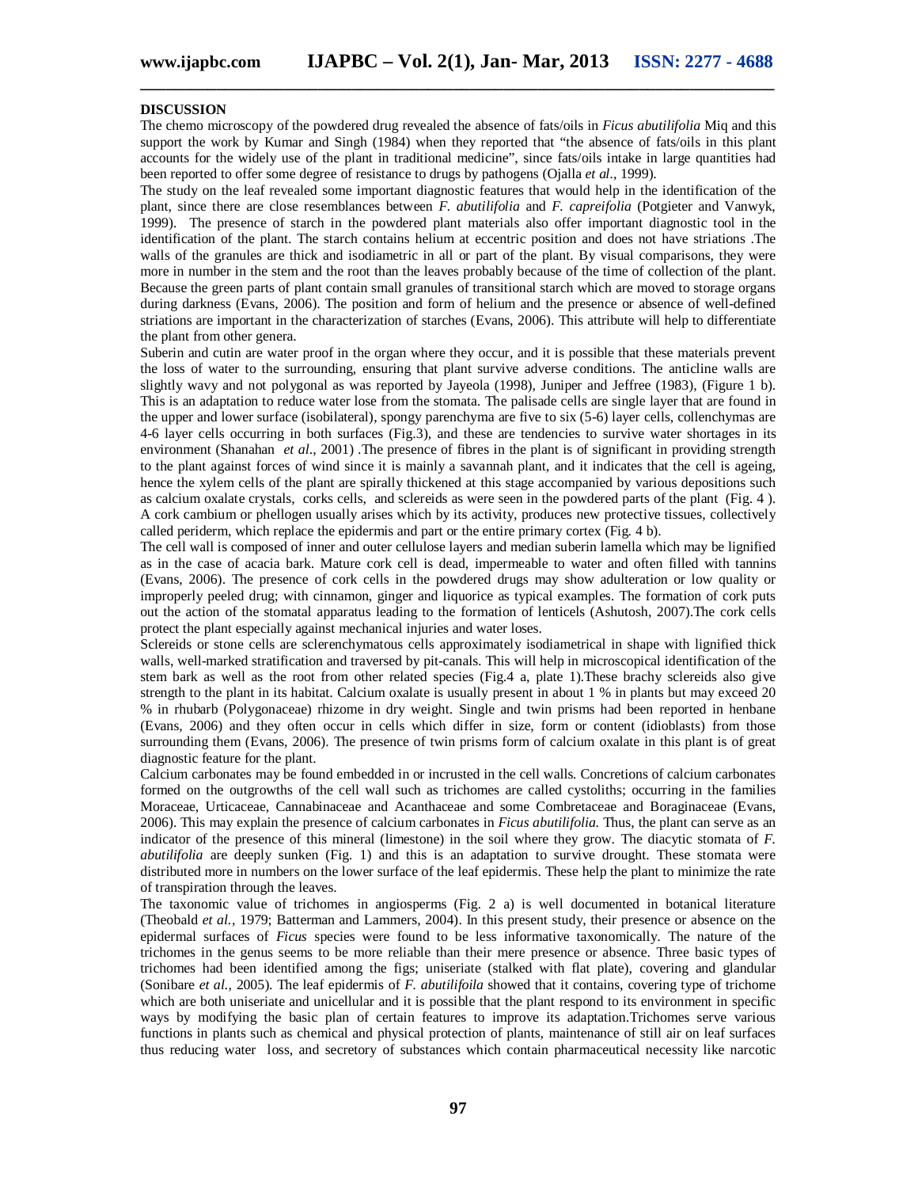## DISCUSSION

The chemo microscopy of the powdered drug revealed the absence of fats/oils in *Ficus abutilifolia* Miq and this support the work by Kumar and Singh (1984) when they reported that "the absence of fats/oils in this plant accounts for the widely use of the plant in traditional medicine", since fats/oils intake in large quantities had been reported to offer some degree of resistance to drugs by pathogens (Ojalla *et al*., 1999).

The study on the leaf revealed some important diagnostic features that would help in the identification of the plant, since there are close resemblances between *F. abutilifolia* and *F. capreifolia* (Potgieter and Vanwyk, 1999). The presence of starch in the powdered plant materials also offer important diagnostic tool in the identification of the plant. The starch contains helium at eccentric position and does not have striations .The walls of the granules are thick and isodiametric in all or part of the plant. By visual comparisons, they were more in number in the stem and the root than the leaves probably because of the time of collection of the plant. Because the green parts of plant contain small granules of transitional starch which are moved to storage organs during darkness (Evans, 2006). The position and form of helium and the presence or absence of well-defined striations are important in the characterization of starches (Evans, 2006). This attribute will help to differentiate the plant from other genera.

Suberin and cutin are water proof in the organ where they occur, and it is possible that these materials prevent the loss of water to the surrounding, ensuring that plant survive adverse conditions. The anticline walls are slightly wavy and not polygonal as was reported by Jayeola (1998), Juniper and Jeffree (1983), (Figure 1 b). This is an adaptation to reduce water lose from the stomata. The palisade cells are single layer that are found in the upper and lower surface (isobilateral), spongy parenchyma are five to six (5-6) layer cells, collenchymas are 4-6 layer cells occurring in both surfaces (Fig.3), and these are tendencies to survive water shortages in its environment (Shanahan *et al*., 2001) .The presence of fibres in the plant is of significant in providing strength to the plant against forces of wind since it is mainly a savannah plant, and it indicates that the cell is ageing, hence the xylem cells of the plant are spirally thickened at this stage accompanied by various depositions such as calcium oxalate crystals, corks cells, and sclereids as were seen in the powdered parts of the plant (Fig. 4 ). A cork cambium or phellogen usually arises which by its activity, produces new protective tissues, collectively called periderm, which replace the epidermis and part or the entire primary cortex (Fig. 4 b).

The cell wall is composed of inner and outer cellulose layers and median suberin lamella which may be lignified as in the case of acacia bark. Mature cork cell is dead, impermeable to water and often filled with tannins (Evans, 2006). The presence of cork cells in the powdered drugs may show adulteration or low quality or improperly peeled drug; with cinnamon, ginger and liquorice as typical examples. The formation of cork puts out the action of the stomatal apparatus leading to the formation of lenticels (Ashutosh, 2007).The cork cells protect the plant especially against mechanical injuries and water loses.

Sclereids or stone cells are sclerenchymatous cells approximately isodiametrical in shape with lignified thick walls, well-marked stratification and traversed by pit-canals. This will help in microscopical identification of the stem bark as well as the root from other related species (Fig.4 a, plate 1).These brachy sclereids also give strength to the plant in its habitat. Calcium oxalate is usually present in about 1 % in plants but may exceed 20 % in rhubarb (Polygonaceae) rhizome in dry weight. Single and twin prisms had been reported in henbane (Evans, 2006) and they often occur in cells which differ in size, form or content (idioblasts) from those surrounding them (Evans, 2006). The presence of twin prisms form of calcium oxalate in this plant is of great diagnostic feature for the plant.

Calcium carbonates may be found embedded in or incrusted in the cell walls. Concretions of calcium carbonates formed on the outgrowths of the cell wall such as trichomes are called cystoliths; occurring in the families Moraceae, Urticaceae, Cannabinaceae and Acanthaceae and some Combretaceae and Boraginaceae (Evans, 2006). This may explain the presence of calcium carbonates in *Ficus abutilifolia.* Thus, the plant can serve as an indicator of the presence of this mineral (limestone) in the soil where they grow. The diacytic stomata of *F. abutilifolia* are deeply sunken (Fig. 1) and this is an adaptation to survive drought. These stomata were distributed more in numbers on the lower surface of the leaf epidermis. These help the plant to minimize the rate of transpiration through the leaves.

The taxonomic value of trichomes in angiosperms (Fig. 2 a) is well documented in botanical literature (Theobald *et al.,* 1979; Batterman and Lammers, 2004). In this present study, their presence or absence on the epidermal surfaces of *Ficus* species were found to be less informative taxonomically. The nature of the trichomes in the genus seems to be more reliable than their mere presence or absence. Three basic types of trichomes had been identified among the figs; uniseriate (stalked with flat plate), covering and glandular (Sonibare *et al.,* 2005). The leaf epidermis of *F. abutilifoila* showed that it contains, covering type of trichome which are both uniseriate and unicellular and it is possible that the plant respond to its environment in specific ways by modifying the basic plan of certain features to improve its adaptation.Trichomes serve various functions in plants such as chemical and physical protection of plants, maintenance of still air on leaf surfaces thus reducing water loss, and secretory of substances which contain pharmaceutical necessity like narcotic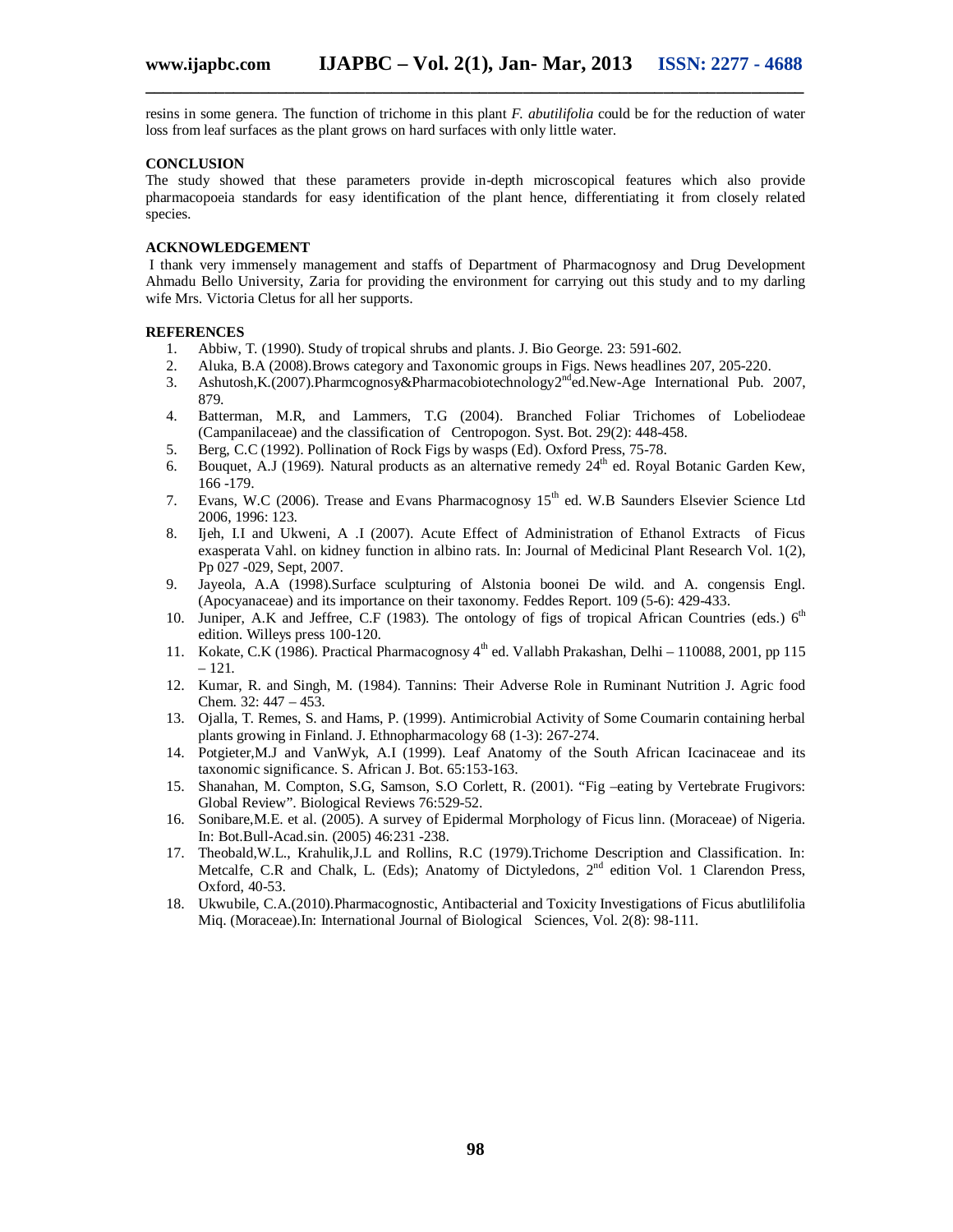resins in some genera. The function of trichome in this plant *F. abutilifolia* could be for the reduction of water loss from leaf surfaces as the plant grows on hard surfaces with only little water.

## CONCLUSION

The study showed that these parameters provide in-depth microscopical features which also provide pharmacopoeia standards for easy identification of the plant hence, differentiating it from closely related species.

## ACKNOWLEDGEMENT

I thank very immensely management and staffs of Department of Pharmacognosy and Drug Development Ahmadu Bello University, Zaria for providing the environment for carrying out this study and to my darling wife Mrs. Victoria Cletus for all her supports.

## REFERENCES

1. Abbiw, T. (1990). Study of tropical shrubs and plants. J. Bio George. 23: 591-602.
2. Aluka, B.A (2008).Brows category and Taxonomic groups in Figs. News headlines 207, 205-220.
3. Ashutosh,K.(2007).Pharmcognosy&Pharmacobiotechnology2nded.New-Age International Pub. 2007, 879.
4. Batterman, M.R, and Lammers, T.G (2004). Branched Foliar Trichomes of Lobeliodeae (Campanilaceae) and the classification of Centropogon. Syst. Bot. 29(2): 448-458.
5. Berg, C.C (1992). Pollination of Rock Figs by wasps (Ed). Oxford Press, 75-78.
6. Bouquet, A.J (1969). Natural products as an alternative remedy 24th ed. Royal Botanic Garden Kew, 166 -179.
7. Evans, W.C (2006). Trease and Evans Pharmacognosy 15th ed. W.B Saunders Elsevier Science Ltd 2006, 1996: 123.
8. Ijeh, I.I and Ukweni, A .I (2007). Acute Effect of Administration of Ethanol Extracts of Ficus exasperata Vahl. on kidney function in albino rats. In: Journal of Medicinal Plant Research Vol. 1(2), Pp 027 -029, Sept, 2007.
9. Jayeola, A.A (1998).Surface sculpturing of Alstonia boonei De wild. and A. congensis Engl. (Apocyanaceae) and its importance on their taxonomy. Feddes Report. 109 (5-6): 429-433.
10. Juniper, A.K and Jeffree, C.F (1983). The ontology of figs of tropical African Countries (eds.) 6th edition. Willeys press 100-120.
11. Kokate, C.K (1986). Practical Pharmacognosy 4th ed. Vallabh Prakashan, Delhi – 110088, 2001, pp 115 – 121.
12. Kumar, R. and Singh, M. (1984). Tannins: Their Adverse Role in Ruminant Nutrition J. Agric food Chem. 32: 447 – 453.
13. Ojalla, T. Remes, S. and Hams, P. (1999). Antimicrobial Activity of Some Coumarin containing herbal plants growing in Finland. J. Ethnopharmacology 68 (1-3): 267-274.
14. Potgieter,M.J and VanWyk, A.I (1999). Leaf Anatomy of the South African Icacinaceae and its taxonomic significance. S. African J. Bot. 65:153-163.
15. Shanahan, M. Compton, S.G, Samson, S.O Corlett, R. (2001). "Fig –eating by Vertebrate Frugivors: Global Review". Biological Reviews 76:529-52.
16. Sonibare,M.E. et al. (2005). A survey of Epidermal Morphology of Ficus linn. (Moraceae) of Nigeria. In: Bot.Bull-Acad.sin. (2005) 46:231 -238.
17. Theobald,W.L., Krahulik,J.L and Rollins, R.C (1979).Trichome Description and Classification. In: Metcalfe, C.R and Chalk, L. (Eds); Anatomy of Dictyledons, 2nd edition Vol. 1 Clarendon Press, Oxford, 40-53.
18. Ukwubile, C.A.(2010).Pharmacognostic, Antibacterial and Toxicity Investigations of Ficus abutlilifolia Miq. (Moraceae).In: International Journal of Biological Sciences, Vol. 2(8): 98-111.